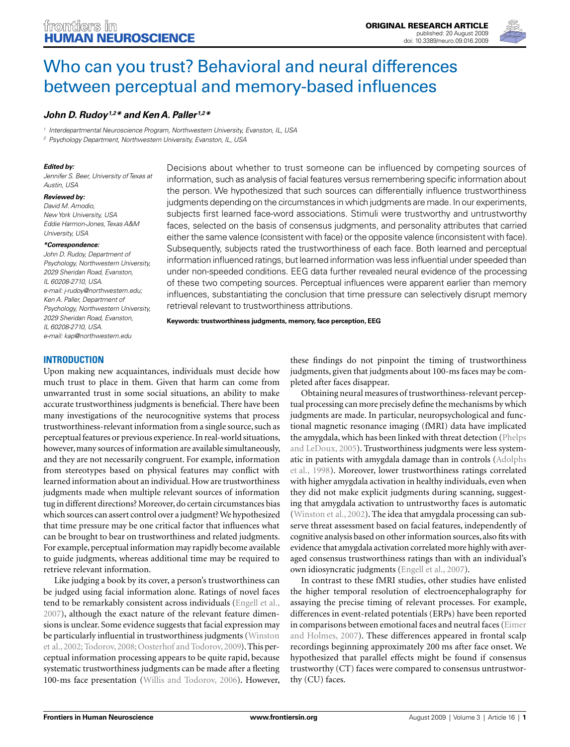# Who can you trust? Behavioral and neural differences between perceptual and memory-based influences

***John D. Rudoy[1,2]\* and Ken A. Paller[1,2]\****

[1] Interdepartmental Neuroscience Program, Northwestern University, Evanston, IL, USA

[2] Psychology Department, Northwestern University, Evanston, IL, USA

***Edited by:***
*Jennifer S. Beer, University of Texas at Austin, USA*

***Reviewed by:***
*David M. Amodio, New York University, USA*
*Eddie Harmon-Jones, Texas A&M University, USA*

***\*Correspondence:***
*John D. Rudoy, Department of Psychology, Northwestern University, 2029 Sheridan Road, Evanston, IL 60208-2710, USA.*
*e-mail: j-rudoy@northwestern.edu;*
*Ken A. Paller, Department of Psychology, Northwestern University, 2029 Sheridan Road, Evanston, IL 60208-2710, USA.*
*e-mail: kap@northwestern.edu*

Decisions about whether to trust someone can be influenced by competing sources of information, such as analysis of facial features versus remembering specific information about the person. We hypothesized that such sources can differentially influence trustworthiness judgments depending on the circumstances in which judgments are made. In our experiments, subjects first learned face-word associations. Stimuli were trustworthy and untrustworthy faces, selected on the basis of consensus judgments, and personality attributes that carried either the same valence (consistent with face) or the opposite valence (inconsistent with face). Subsequently, subjects rated the trustworthiness of each face. Both learned and perceptual information influenced ratings, but learned information was less influential under speeded than under non-speeded conditions. EEG data further revealed neural evidence of the processing of these two competing sources. Perceptual influences were apparent earlier than memory influences, substantiating the conclusion that time pressure can selectively disrupt memory retrieval relevant to trustworthiness attributions.

**Keywords: trustworthiness judgments, memory, face perception, EEG**

## INTRODUCTION

Upon making new acquaintances, individuals must decide how much trust to place in them. Given that harm can come from unwarranted trust in some social situations, an ability to make accurate trustworthiness judgments is beneficial. There have been many investigations of the neurocognitive systems that process trustworthiness-relevant information from a single source, such as perceptual features or previous experience. In real-world situations, however, many sources of information are available simultaneously, and they are not necessarily congruent. For example, information from stereotypes based on physical features may conflict with learned information about an individual. How are trustworthiness judgments made when multiple relevant sources of information tug in different directions? Moreover, do certain circumstances bias which sources can assert control over a judgment? We hypothesized that time pressure may be one critical factor that influences what can be brought to bear on trustworthiness and related judgments. For example, perceptual information may rapidly become available to guide judgments, whereas additional time may be required to retrieve relevant information.

Like judging a book by its cover, a person's trustworthiness can be judged using facial information alone. Ratings of novel faces tend to be remarkably consistent across individuals (Engell et al., 2007), although the exact nature of the relevant feature dimensions is unclear. Some evidence suggests that facial expression may be particularly influential in trustworthiness judgments (Winston et al., 2002; Todorov, 2008; Oosterhof and Todorov, 2009). This perceptual information processing appears to be quite rapid, because systematic trustworthiness judgments can be made after a fleeting 100-ms face presentation (Willis and Todorov, 2006). However, these findings do not pinpoint the timing of trustworthiness judgments, given that judgments about 100-ms faces may be completed after faces disappear.

Obtaining neural measures of trustworthiness-relevant perceptual processing can more precisely define the mechanisms by which judgments are made. In particular, neuropsychological and functional magnetic resonance imaging (fMRI) data have implicated the amygdala, which has been linked with threat detection (Phelps and LeDoux, 2005). Trustworthiness judgments were less systematic in patients with amygdala damage than in controls (Adolphs et al., 1998). Moreover, lower trustworthiness ratings correlated with higher amygdala activation in healthy individuals, even when they did not make explicit judgments during scanning, suggesting that amygdala activation to untrustworthy faces is automatic (Winston et al., 2002). The idea that amygdala processing can subserve threat assessment based on facial features, independently of cognitive analysis based on other information sources, also fits with evidence that amygdala activation correlated more highly with averaged consensus trustworthiness ratings than with an individual's own idiosyncratic judgments (Engell et al., 2007).

In contrast to these fMRI studies, other studies have enlisted the higher temporal resolution of electroencephalography for assaying the precise timing of relevant processes. For example, differences in event-related potentials (ERPs) have been reported in comparisons between emotional faces and neutral faces (Eimer and Holmes, 2007). These differences appeared in frontal scalp recordings beginning approximately 200 ms after face onset. We hypothesized that parallel effects might be found if consensus trustworthy (CT) faces were compared to consensus untrustworthy (CU) faces.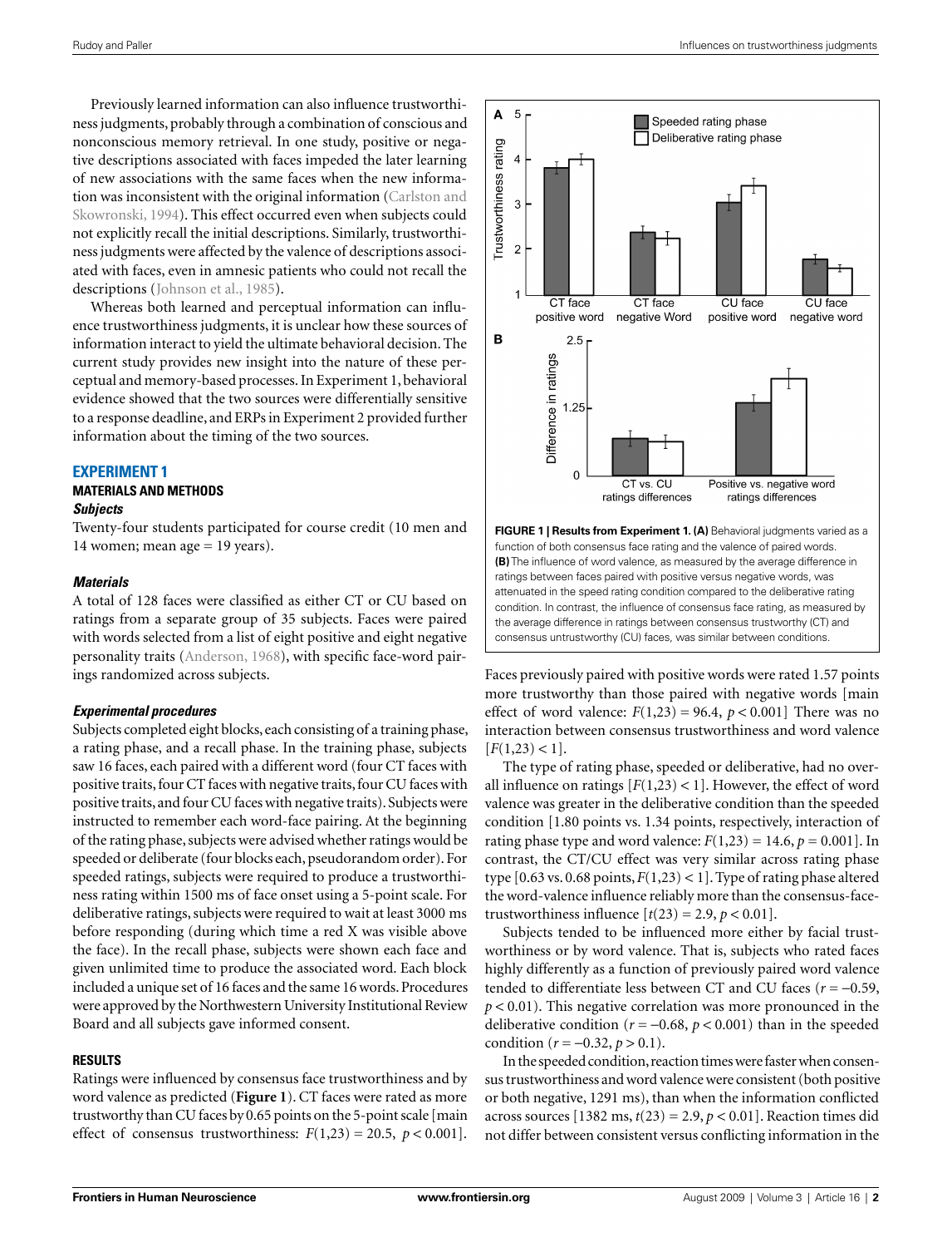Previously learned information can also influence trustworthiness judgments, probably through a combination of conscious and nonconscious memory retrieval. In one study, positive or negative descriptions associated with faces impeded the later learning of new associations with the same faces when the new information was inconsistent with the original information (Carlston and Skowronski, 1994). This effect occurred even when subjects could not explicitly recall the initial descriptions. Similarly, trustworthiness judgments were affected by the valence of descriptions associated with faces, even in amnesic patients who could not recall the descriptions (Johnson et al., 1985).

Whereas both learned and perceptual information can influence trustworthiness judgments, it is unclear how these sources of information interact to yield the ultimate behavioral decision. The current study provides new insight into the nature of these perceptual and memory-based processes. In Experiment 1, behavioral evidence showed that the two sources were differentially sensitive to a response deadline, and ERPs in Experiment 2 provided further information about the timing of the two sources.

## EXPERIMENT 1

### MATERIALS AND METHODS

#### *Subjects*

Twenty-four students participated for course credit (10 men and 14 women; mean age = 19 years).

#### *Materials*

A total of 128 faces were classified as either CT or CU based on ratings from a separate group of 35 subjects. Faces were paired with words selected from a list of eight positive and eight negative personality traits (Anderson, 1968), with specific face-word pairings randomized across subjects.

#### *Experimental procedures*

Subjects completed eight blocks, each consisting of a training phase, a rating phase, and a recall phase. In the training phase, subjects saw 16 faces, each paired with a different word (four CT faces with positive traits, four CT faces with negative traits, four CU faces with positive traits, and four CU faces with negative traits). Subjects were instructed to remember each word-face pairing. At the beginning of the rating phase, subjects were advised whether ratings would be speeded or deliberate (four blocks each, pseudorandom order). For speeded ratings, subjects were required to produce a trustworthiness rating within 1500 ms of face onset using a 5-point scale. For deliberative ratings, subjects were required to wait at least 3000 ms before responding (during which time a red X was visible above the face). In the recall phase, subjects were shown each face and given unlimited time to produce the associated word. Each block included a unique set of 16 faces and the same 16 words. Procedures were approved by the Northwestern University Institutional Review Board and all subjects gave informed consent.

### RESULTS

Ratings were influenced by consensus face trustworthiness and by word valence as predicted (**Figure 1**). CT faces were rated as more trustworthy than CU faces by 0.65 points on the 5-point scale [main effect of consensus trustworthiness: $F(1,23) = 20.5$, $p < 0.001$]. Faces previously paired with positive words were rated 1.57 points more trustworthy than those paired with negative words [main effect of word valence: $F(1,23) = 96.4$, $p < 0.001$] There was no interaction between consensus trustworthiness and word valence [$F(1,23) < 1$].

**FIGURE 1 | Results from Experiment 1. (A)** Behavioral judgments varied as a function of both consensus face rating and the valence of paired words. **(B)** The influence of word valence, as measured by the average difference in ratings between faces paired with positive versus negative words, was attenuated in the speed rating condition compared to the deliberative rating condition. In contrast, the influence of consensus face rating, as measured by the average difference in ratings between consensus trustworthy (CT) and consensus untrustworthy (CU) faces, was similar between conditions.

The type of rating phase, speeded or deliberative, had no overall influence on ratings [$F(1,23) < 1$]. However, the effect of word valence was greater in the deliberative condition than the speeded condition [1.80 points vs. 1.34 points, respectively, interaction of rating phase type and word valence: $F(1,23) = 14.6$, $p = 0.001$]. In contrast, the CT/CU effect was very similar across rating phase type [0.63 vs. 0.68 points, $F(1,23) < 1$]. Type of rating phase altered the word-valence influence reliably more than the consensus-face-trustworthiness influence [$t(23) = 2.9$, $p < 0.01$].

Subjects tended to be influenced more either by facial trustworthiness or by word valence. That is, subjects who rated faces highly differently as a function of previously paired word valence tended to differentiate less between CT and CU faces ($r = -0.59$, $p < 0.01$). This negative correlation was more pronounced in the deliberative condition ($r = -0.68$, $p < 0.001$) than in the speeded condition ($r = -0.32$, $p > 0.1$).

In the speeded condition, reaction times were faster when consensus trustworthiness and word valence were consistent (both positive or both negative, 1291 ms), than when the information conflicted across sources [1382 ms, $t(23) = 2.9$, $p < 0.01$]. Reaction times did not differ between consistent versus conflicting information in the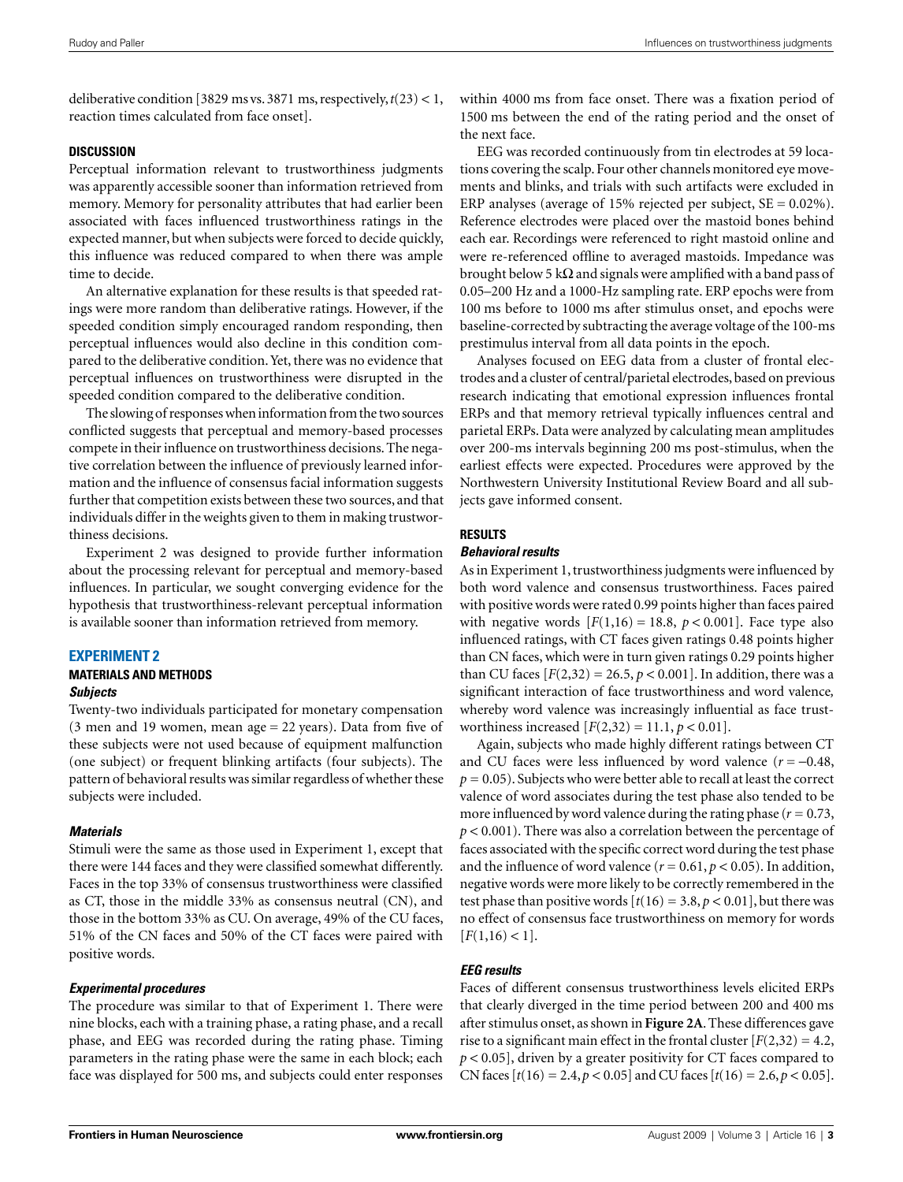deliberative condition [3829 ms vs. 3871 ms, respectively, $t(23) < 1$, reaction times calculated from face onset].

## DISCUSSION

Perceptual information relevant to trustworthiness judgments was apparently accessible sooner than information retrieved from memory. Memory for personality attributes that had earlier been associated with faces influenced trustworthiness ratings in the expected manner, but when subjects were forced to decide quickly, this influence was reduced compared to when there was ample time to decide.

An alternative explanation for these results is that speeded ratings were more random than deliberative ratings. However, if the speeded condition simply encouraged random responding, then perceptual influences would also decline in this condition compared to the deliberative condition. Yet, there was no evidence that perceptual influences on trustworthiness were disrupted in the speeded condition compared to the deliberative condition.

The slowing of responses when information from the two sources conflicted suggests that perceptual and memory-based processes compete in their influence on trustworthiness decisions. The negative correlation between the influence of previously learned information and the influence of consensus facial information suggests further that competition exists between these two sources, and that individuals differ in the weights given to them in making trustworthiness decisions.

Experiment 2 was designed to provide further information about the processing relevant for perceptual and memory-based influences. In particular, we sought converging evidence for the hypothesis that trustworthiness-relevant perceptual information is available sooner than information retrieved from memory.

## EXPERIMENT 2

### MATERIALS AND METHODS

#### *Subjects*

Twenty-two individuals participated for monetary compensation (3 men and 19 women, mean age = 22 years). Data from five of these subjects were not used because of equipment malfunction (one subject) or frequent blinking artifacts (four subjects). The pattern of behavioral results was similar regardless of whether these subjects were included.

#### *Materials*

Stimuli were the same as those used in Experiment 1, except that there were 144 faces and they were classified somewhat differently. Faces in the top 33% of consensus trustworthiness were classified as CT, those in the middle 33% as consensus neutral (CN), and those in the bottom 33% as CU. On average, 49% of the CU faces, 51% of the CN faces and 50% of the CT faces were paired with positive words.

#### *Experimental procedures*

The procedure was similar to that of Experiment 1. There were nine blocks, each with a training phase, a rating phase, and a recall phase, and EEG was recorded during the rating phase. Timing parameters in the rating phase were the same in each block; each face was displayed for 500 ms, and subjects could enter responses within 4000 ms from face onset. There was a fixation period of 1500 ms between the end of the rating period and the onset of the next face.

EEG was recorded continuously from tin electrodes at 59 locations covering the scalp. Four other channels monitored eye movements and blinks, and trials with such artifacts were excluded in ERP analyses (average of 15% rejected per subject, SE = 0.02%). Reference electrodes were placed over the mastoid bones behind each ear. Recordings were referenced to right mastoid online and were re-referenced offline to averaged mastoids. Impedance was brought below 5 kΩ and signals were amplified with a band pass of 0.05–200 Hz and a 1000-Hz sampling rate. ERP epochs were from 100 ms before to 1000 ms after stimulus onset, and epochs were baseline-corrected by subtracting the average voltage of the 100-ms prestimulus interval from all data points in the epoch.

Analyses focused on EEG data from a cluster of frontal electrodes and a cluster of central/parietal electrodes, based on previous research indicating that emotional expression influences frontal ERPs and that memory retrieval typically influences central and parietal ERPs. Data were analyzed by calculating mean amplitudes over 200-ms intervals beginning 200 ms post-stimulus, when the earliest effects were expected. Procedures were approved by the Northwestern University Institutional Review Board and all subjects gave informed consent.

### RESULTS

#### *Behavioral results*

As in Experiment 1, trustworthiness judgments were influenced by both word valence and consensus trustworthiness. Faces paired with positive words were rated 0.99 points higher than faces paired with negative words [$F(1,16) = 18.8$, $p < 0.001$]. Face type also influenced ratings, with CT faces given ratings 0.48 points higher than CN faces, which were in turn given ratings 0.29 points higher than CU faces [$F(2,32) = 26.5$, $p < 0.001$]. In addition, there was a significant interaction of face trustworthiness and word valence, whereby word valence was increasingly influential as face trustworthiness increased [$F(2,32) = 11.1$, $p < 0.01$].

Again, subjects who made highly different ratings between CT and CU faces were less influenced by word valence ($r = -0.48$, $p = 0.05$). Subjects who were better able to recall at least the correct valence of word associates during the test phase also tended to be more influenced by word valence during the rating phase ($r = 0.73$, $p < 0.001$). There was also a correlation between the percentage of faces associated with the specific correct word during the test phase and the influence of word valence ($r = 0.61$, $p < 0.05$). In addition, negative words were more likely to be correctly remembered in the test phase than positive words [$t(16) = 3.8$, $p < 0.01$], but there was no effect of consensus face trustworthiness on memory for words [$F(1,16) < 1$].

#### *EEG results*

Faces of different consensus trustworthiness levels elicited ERPs that clearly diverged in the time period between 200 and 400 ms after stimulus onset, as shown in **Figure 2A**. These differences gave rise to a significant main effect in the frontal cluster [$F(2,32) = 4.2$, $p < 0.05$], driven by a greater positivity for CT faces compared to CN faces [$t(16) = 2.4$, $p < 0.05$] and CU faces [$t(16) = 2.6$, $p < 0.05$].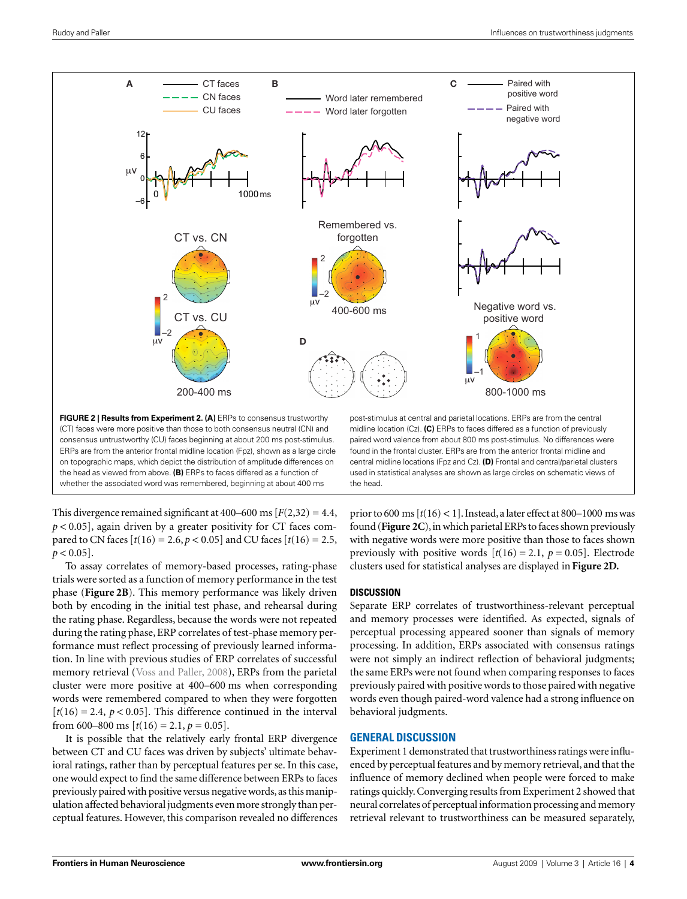**FIGURE 2 | Results from Experiment 2. (A)** ERPs to consensus trustworthy (CT) faces were more positive than those to both consensus neutral (CN) and consensus untrustworthy (CU) faces beginning at about 200 ms post-stimulus. ERPs are from the anterior frontal midline location (Fpz), shown as a large circle on topographic maps, which depict the distribution of amplitude differences on the head as viewed from above. **(B)** ERPs to faces differed as a function of whether the associated word was remembered, beginning at about 400 ms post-stimulus at central and parietal locations. ERPs are from the central midline location (Cz). **(C)** ERPs to faces differed as a function of previously paired word valence from about 800 ms post-stimulus. No differences were found in the frontal cluster. ERPs are from the anterior frontal midline and central midline locations (Fpz and Cz). **(D)** Frontal and central/parietal clusters used in statistical analyses are shown as large circles on schematic views of the head.

This divergence remained significant at 400–600 ms [$F(2,32) = 4.4$, $p < 0.05$], again driven by a greater positivity for CT faces compared to CN faces [$t(16) = 2.6$, $p < 0.05$] and CU faces [$t(16) = 2.5$, $p < 0.05$].

To assay correlates of memory-based processes, rating-phase trials were sorted as a function of memory performance in the test phase (**Figure 2B**). This memory performance was likely driven both by encoding in the initial test phase, and rehearsal during the rating phase. Regardless, because the words were not repeated during the rating phase, ERP correlates of test-phase memory performance must reflect processing of previously learned information. In line with previous studies of ERP correlates of successful memory retrieval (Voss and Paller, 2008), ERPs from the parietal cluster were more positive at 400–600 ms when corresponding words were remembered compared to when they were forgotten [$t(16) = 2.4$, $p < 0.05$]. This difference continued in the interval from 600–800 ms [$t(16) = 2.1$, $p = 0.05$].

It is possible that the relatively early frontal ERP divergence between CT and CU faces was driven by subjects' ultimate behavioral ratings, rather than by perceptual features per se. In this case, one would expect to find the same difference between ERPs to faces previously paired with positive versus negative words, as this manipulation affected behavioral judgments even more strongly than perceptual features. However, this comparison revealed no differences prior to 600 ms [$t(16) < 1$]. Instead, a later effect at 800–1000 ms was found (**Figure 2C**), in which parietal ERPs to faces shown previously with negative words were more positive than those to faces shown previously with positive words [$t(16) = 2.1$, $p = 0.05$]. Electrode clusters used for statistical analyses are displayed in **Figure 2D.**

### DISCUSSION

Separate ERP correlates of trustworthiness-relevant perceptual and memory processes were identified. As expected, signals of perceptual processing appeared sooner than signals of memory processing. In addition, ERPs associated with consensus ratings were not simply an indirect reflection of behavioral judgments; the same ERPs were not found when comparing responses to faces previously paired with positive words to those paired with negative words even though paired-word valence had a strong influence on behavioral judgments.

## GENERAL DISCUSSION

Experiment 1 demonstrated that trustworthiness ratings were influenced by perceptual features and by memory retrieval, and that the influence of memory declined when people were forced to make ratings quickly. Converging results from Experiment 2 showed that neural correlates of perceptual information processing and memory retrieval relevant to trustworthiness can be measured separately,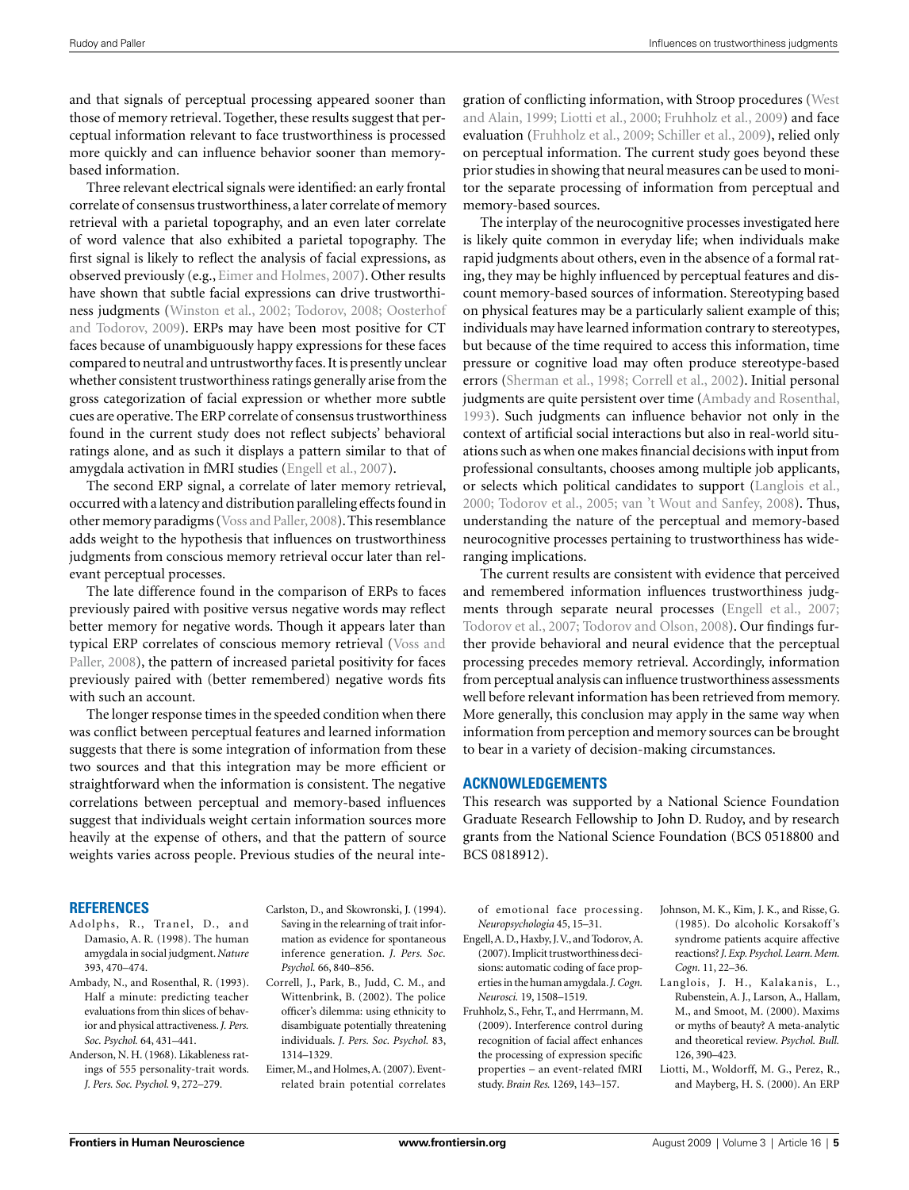and that signals of perceptual processing appeared sooner than those of memory retrieval. Together, these results suggest that perceptual information relevant to face trustworthiness is processed more quickly and can influence behavior sooner than memory-based information.

Three relevant electrical signals were identified: an early frontal correlate of consensus trustworthiness, a later correlate of memory retrieval with a parietal topography, and an even later correlate of word valence that also exhibited a parietal topography. The first signal is likely to reflect the analysis of facial expressions, as observed previously (e.g., Eimer and Holmes, 2007). Other results have shown that subtle facial expressions can drive trustworthiness judgments (Winston et al., 2002; Todorov, 2008; Oosterhof and Todorov, 2009). ERPs may have been most positive for CT faces because of unambiguously happy expressions for these faces compared to neutral and untrustworthy faces. It is presently unclear whether consistent trustworthiness ratings generally arise from the gross categorization of facial expression or whether more subtle cues are operative. The ERP correlate of consensus trustworthiness found in the current study does not reflect subjects' behavioral ratings alone, and as such it displays a pattern similar to that of amygdala activation in fMRI studies (Engell et al., 2007).

The second ERP signal, a correlate of later memory retrieval, occurred with a latency and distribution paralleling effects found in other memory paradigms (Voss and Paller, 2008). This resemblance adds weight to the hypothesis that influences on trustworthiness judgments from conscious memory retrieval occur later than relevant perceptual processes.

The late difference found in the comparison of ERPs to faces previously paired with positive versus negative words may reflect better memory for negative words. Though it appears later than typical ERP correlates of conscious memory retrieval (Voss and Paller, 2008), the pattern of increased parietal positivity for faces previously paired with (better remembered) negative words fits with such an account.

The longer response times in the speeded condition when there was conflict between perceptual features and learned information suggests that there is some integration of information from these two sources and that this integration may be more efficient or straightforward when the information is consistent. The negative correlations between perceptual and memory-based influences suggest that individuals weight certain information sources more heavily at the expense of others, and that the pattern of source weights varies across people. Previous studies of the neural integration of conflicting information, with Stroop procedures (West and Alain, 1999; Liotti et al., 2000; Fruhholz et al., 2009) and face evaluation (Fruhholz et al., 2009; Schiller et al., 2009), relied only on perceptual information. The current study goes beyond these prior studies in showing that neural measures can be used to monitor the separate processing of information from perceptual and memory-based sources.

The interplay of the neurocognitive processes investigated here is likely quite common in everyday life; when individuals make rapid judgments about others, even in the absence of a formal rating, they may be highly influenced by perceptual features and discount memory-based sources of information. Stereotyping based on physical features may be a particularly salient example of this; individuals may have learned information contrary to stereotypes, but because of the time required to access this information, time pressure or cognitive load may often produce stereotype-based errors (Sherman et al., 1998; Correll et al., 2002). Initial personal judgments are quite persistent over time (Ambady and Rosenthal, 1993). Such judgments can influence behavior not only in the context of artificial social interactions but also in real-world situations such as when one makes financial decisions with input from professional consultants, chooses among multiple job applicants, or selects which political candidates to support (Langlois et al., 2000; Todorov et al., 2005; van 't Wout and Sanfey, 2008). Thus, understanding the nature of the perceptual and memory-based neurocognitive processes pertaining to trustworthiness has wide-ranging implications.

The current results are consistent with evidence that perceived and remembered information influences trustworthiness judgments through separate neural processes (Engell et al., 2007; Todorov et al., 2007; Todorov and Olson, 2008). Our findings further provide behavioral and neural evidence that the perceptual processing precedes memory retrieval. Accordingly, information from perceptual analysis can influence trustworthiness assessments well before relevant information has been retrieved from memory. More generally, this conclusion may apply in the same way when information from perception and memory sources can be brought to bear in a variety of decision-making circumstances.

## ACKNOWLEDGEMENTS

This research was supported by a National Science Foundation Graduate Research Fellowship to John D. Rudoy, and by research grants from the National Science Foundation (BCS 0518800 and BCS 0818912).

## REFERENCES

Adolphs, R., Tranel, D., and Damasio, A. R. (1998). The human amygdala in social judgment. *Nature* 393, 470–474.

Ambady, N., and Rosenthal, R. (1993). Half a minute: predicting teacher evaluations from thin slices of behavior and physical attractiveness. *J. Pers. Soc. Psychol.* 64, 431–441.

Anderson, N. H. (1968). Likableness ratings of 555 personality-trait words. *J. Pers. Soc. Psychol.* 9, 272–279.

Carlston, D., and Skowronski, J. (1994). Saving in the relearning of trait information as evidence for spontaneous inference generation. *J. Pers. Soc. Psychol.* 66, 840–856.

Correll, J., Park, B., Judd, C. M., and Wittenbrink, B. (2002). The police officer's dilemma: using ethnicity to disambiguate potentially threatening individuals. *J. Pers. Soc. Psychol.* 83, 1314–1329.

Eimer, M., and Holmes, A. (2007). Event-related brain potential correlates of emotional face processing. *Neuropsychologia* 45, 15–31.

Engell, A. D., Haxby, J. V., and Todorov, A. (2007). Implicit trustworthiness decisions: automatic coding of face properties in the human amygdala. *J. Cogn. Neurosci.* 19, 1508–1519.

Fruhholz, S., Fehr, T., and Herrmann, M. (2009). Interference control during recognition of facial affect enhances the processing of expression specific properties – an event-related fMRI study. *Brain Res.* 1269, 143–157.

Johnson, M. K., Kim, J. K., and Risse, G. (1985). Do alcoholic Korsakoff's syndrome patients acquire affective reactions? *J. Exp. Psychol. Learn. Mem. Cogn.* 11, 22–36.

Langlois, J. H., Kalakanis, L., Rubenstein, A. J., Larson, A., Hallam, M., and Smoot, M. (2000). Maxims or myths of beauty? A meta-analytic and theoretical review. *Psychol. Bull.* 126, 390–423.

Liotti, M., Woldorff, M. G., Perez, R., and Mayberg, H. S. (2000). An ERP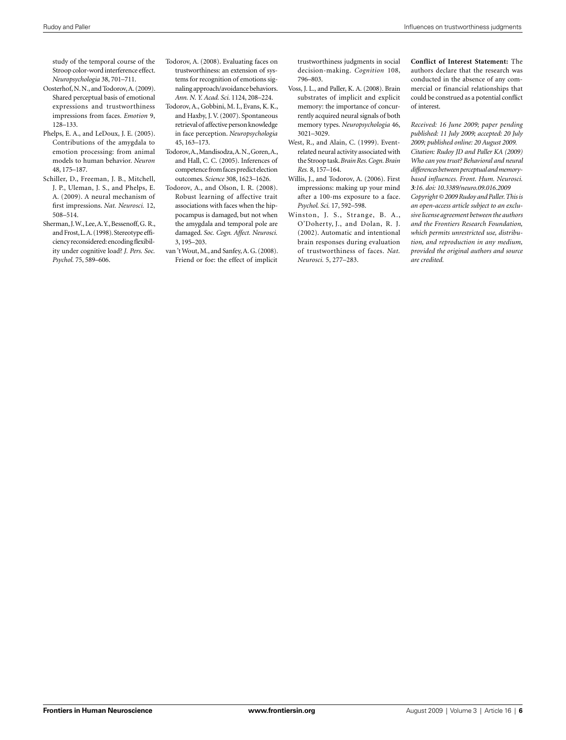study of the temporal course of the Stroop color-word interference effect. *Neuropsychologia* 38, 701–711.

Oosterhof, N. N., and Todorov, A. (2009). Shared perceptual basis of emotional expressions and trustworthiness impressions from faces. *Emotion* 9, 128–133.

Phelps, E. A., and LeDoux, J. E. (2005). Contributions of the amygdala to emotion processing: from animal models to human behavior. *Neuron* 48, 175–187.

Schiller, D., Freeman, J. B., Mitchell, J. P., Uleman, J. S., and Phelps, E. A. (2009). A neural mechanism of first impressions. *Nat. Neurosci.* 12, 508–514.

Sherman, J. W., Lee, A. Y., Bessenoff, G. R., and Frost, L. A. (1998). Stereotype efficiency reconsidered: encoding flexibility under cognitive load? *J. Pers. Soc. Psychol.* 75, 589–606.

Todorov, A. (2008). Evaluating faces on trustworthiness: an extension of systems for recognition of emotions signaling approach/avoidance behaviors. *Ann. N. Y. Acad. Sci.* 1124, 208–224.

Todorov, A., Gobbini, M. I., Evans, K. K., and Haxby, J. V. (2007). Spontaneous retrieval of affective person knowledge in face perception. *Neuropsychologia* 45, 163–173.

Todorov, A., Mandisodza, A. N., Goren, A., and Hall, C. C. (2005). Inferences of competence from faces predict election outcomes. *Science* 308, 1623–1626.

Todorov, A., and Olson, I. R. (2008). Robust learning of affective trait associations with faces when the hippocampus is damaged, but not when the amygdala and temporal pole are damaged. *Soc. Cogn. Affect. Neurosci.* 3, 195–203.

van 't Wout, M., and Sanfey, A. G. (2008). Friend or foe: the effect of implicit trustworthiness judgments in social decision-making. *Cognition* 108, 796–803.

Voss, J. L., and Paller, K. A. (2008). Brain substrates of implicit and explicit memory: the importance of concurrently acquired neural signals of both memory types. *Neuropsychologia* 46, 3021–3029.

West, R., and Alain, C. (1999). Event-related neural activity associated with the Stroop task. *Brain Res. Cogn. Brain Res.* 8, 157–164.

Willis, J., and Todorov, A. (2006). First impressions: making up your mind after a 100-ms exposure to a face. *Psychol. Sci.* 17, 592–598.

Winston, J. S., Strange, B. A., O'Doherty, J., and Dolan, R. J. (2002). Automatic and intentional brain responses during evaluation of trustworthiness of faces. *Nat. Neurosci.* 5, 277–283.

**Conflict of Interest Statement:** The authors declare that the research was conducted in the absence of any commercial or financial relationships that could be construed as a potential conflict of interest.

*Received: 16 June 2009; paper pending published: 11 July 2009; accepted: 20 July 2009; published online: 20 August 2009.*

*Citation: Rudoy JD and Paller KA (2009) Who can you trust? Behavioral and neural differences between perceptual and memory-based influences. Front. Hum. Neurosci.* ***3****:16. doi: 10.3389/neuro.09.016.2009*

*Copyright © 2009 Rudoy and Paller. This is an open-access article subject to an exclusive license agreement between the authors and the Frontiers Research Foundation, which permits unrestricted use, distribution, and reproduction in any medium, provided the original authors and source are credited.*